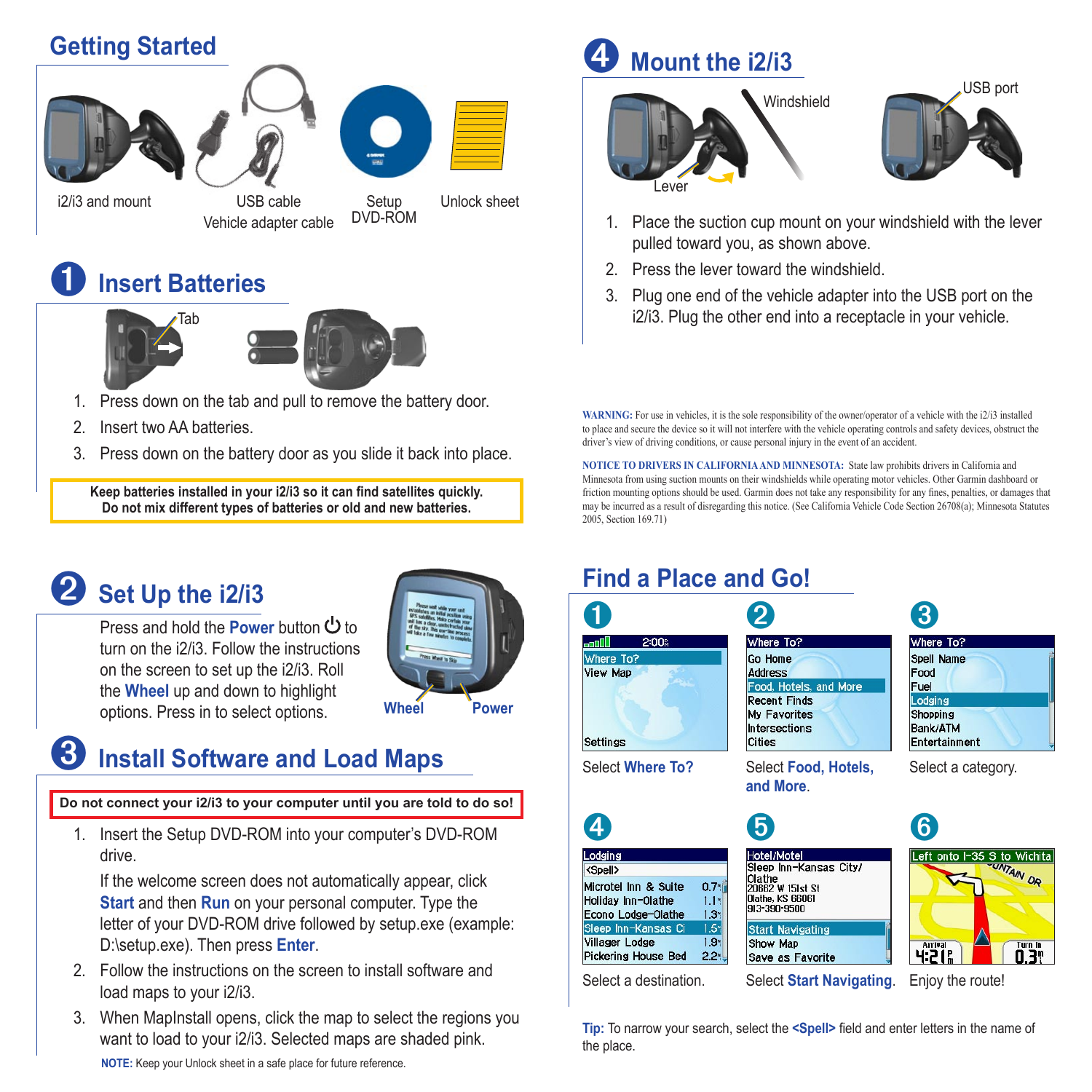## Getting Started

i2/i3 and mount

USB cable
Vehicle adapter cable

Setup DVD-ROM

Unlock sheet

## 1 Insert Batteries

Tab

1. Press down on the tab and pull to remove the battery door.
2. Insert two AA batteries.
3. Press down on the battery door as you slide it back into place.

**Keep batteries installed in your i2/i3 so it can find satellites quickly.**
**Do not mix different types of batteries or old and new batteries.**

## 2 Set Up the i2/i3

Press and hold the **Power** button ⏻ to turn on the i2/i3. Follow the instructions on the screen to set up the i2/i3. Roll the **Wheel** up and down to highlight options. Press in to select options.

Wheel
Power

## 3 Install Software and Load Maps

**Do not connect your i2/i3 to your computer until you are told to do so!**

1. Insert the Setup DVD-ROM into your computer's DVD-ROM drive.

   If the welcome screen does not automatically appear, click **Start** and then **Run** on your personal computer. Type the letter of your DVD-ROM drive followed by setup.exe (example: D:\setup.exe). Then press **Enter**.
2. Follow the instructions on the screen to install software and load maps to your i2/i3.
3. When MapInstall opens, click the map to select the regions you want to load to your i2/i3. Selected maps are shaded pink.

**NOTE:** Keep your Unlock sheet in a safe place for future reference.

## 4 Mount the i2/i3

Windshield
Lever
USB port

1. Place the suction cup mount on your windshield with the lever pulled toward you, as shown above.
2. Press the lever toward the windshield.
3. Plug one end of the vehicle adapter into the USB port on the i2/i3. Plug the other end into a receptacle in your vehicle.

**WARNING:** For use in vehicles, it is the sole responsibility of the owner/operator of a vehicle with the i2/i3 installed to place and secure the device so it will not interfere with the vehicle operating controls and safety devices, obstruct the driver's view of driving conditions, or cause personal injury in the event of an accident.

**NOTICE TO DRIVERS IN CALIFORNIA AND MINNESOTA:** State law prohibits drivers in California and Minnesota from using suction mounts on their windshields while operating motor vehicles. Other Garmin dashboard or friction mounting options should be used. Garmin does not take any responsibility for any fines, penalties, or damages that may be incurred as a result of disregarding this notice. (See California Vehicle Code Section 26708(a); Minnesota Statutes 2005, Section 169.71)

## Find a Place and Go!

1. Select **Where To?**
2. Select **Food, Hotels, and More**.
3. Select a category.
4. Select a destination.
5. Select **Start Navigating**.
6. Enjoy the route!

**Tip:** To narrow your search, select the **<Spell>** field and enter letters in the name of the place.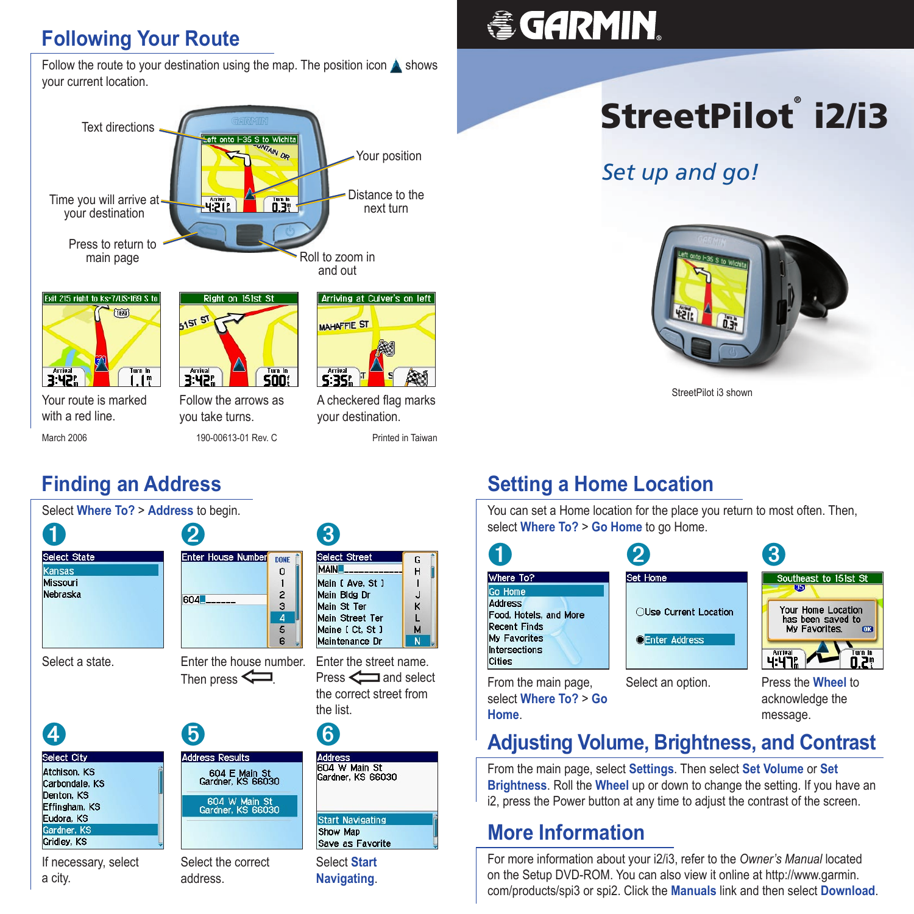# Following Your Route

Follow the route to your destination using the map. The position icon ▲ shows your current location.

Text directions

Your position

Time you will arrive at your destination

Distance to the next turn

Press to return to main page

Roll to zoom in and out

Your route is marked with a red line.

Follow the arrows as you take turns.

A checkered flag marks your destination.

March 2006 190-00613-01 Rev. C Printed in Taiwan

# GARMIN

# StreetPilot® i2/i3

*Set up and go!*

StreetPilot i3 shown

## Finding an Address

Select **Where To?** > **Address** to begin.

1. Select a state.
2. Enter the house number. Then press ⟸.
3. Enter the street name. Press ⟸ and select the correct street from the list.
4. If necessary, select a city.
5. Select the correct address.
6. Select **Start Navigating**.

## Setting a Home Location

You can set a Home location for the place you return to most often. Then, select **Where To?** > **Go Home** to go Home.

1. From the main page, select **Where To?** > **Go Home**.
2. Select an option.
3. Press the **Wheel** to acknowledge the message.

## Adjusting Volume, Brightness, and Contrast

From the main page, select **Settings**. Then select **Set Volume** or **Set Brightness**. Roll the **Wheel** up or down to change the setting. If you have an i2, press the Power button at any time to adjust the contrast of the screen.

## More Information

For more information about your i2/i3, refer to the *Owner's Manual* located on the Setup DVD-ROM. You can also view it online at http://www.garmin.com/products/spi3 or spi2. Click the **Manuals** link and then select **Download**.